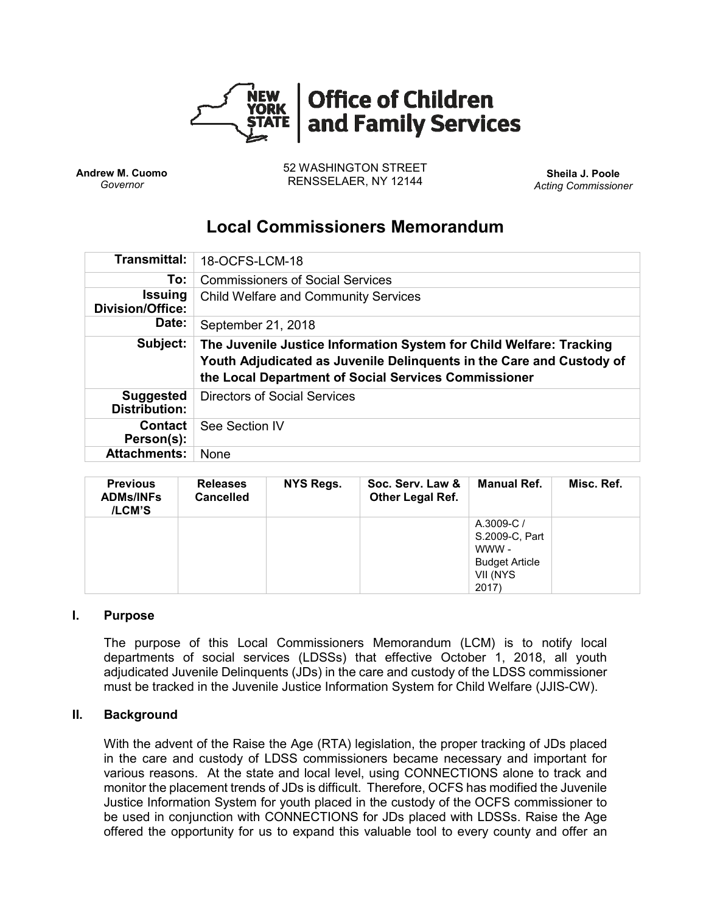**Office of Children and Family Services**

**Andrew M. Cuomo**
*Governor*

52 WASHINGTON STREET
RENSSELAER, NY 12144

**Sheila J. Poole**
*Acting Commissioner*

# Local Commissioners Memorandum

| | |
|---|---|
| **Transmittal:** | 18-OCFS-LCM-18 |
| **To:** | Commissioners of Social Services |
| **Issuing Division/Office:** | Child Welfare and Community Services |
| **Date:** | September 21, 2018 |
| **Subject:** | **The Juvenile Justice Information System for Child Welfare: Tracking Youth Adjudicated as Juvenile Delinquents in the Care and Custody of the Local Department of Social Services Commissioner** |
| **Suggested Distribution:** | Directors of Social Services |
| **Contact Person(s):** | See Section IV |
| **Attachments:** | None |

| Previous ADMs/INFs /LCM'S | Releases Cancelled | NYS Regs. | Soc. Serv. Law & Other Legal Ref. | Manual Ref. | Misc. Ref. |
|---|---|---|---|---|---|
| | | | | A.3009-C / S.2009-C, Part WWW - Budget Article VII (NYS 2017) | |

## I. Purpose

The purpose of this Local Commissioners Memorandum (LCM) is to notify local departments of social services (LDSSs) that effective October 1, 2018, all youth adjudicated Juvenile Delinquents (JDs) in the care and custody of the LDSS commissioner must be tracked in the Juvenile Justice Information System for Child Welfare (JJIS-CW).

## II. Background

With the advent of the Raise the Age (RTA) legislation, the proper tracking of JDs placed in the care and custody of LDSS commissioners became necessary and important for various reasons. At the state and local level, using CONNECTIONS alone to track and monitor the placement trends of JDs is difficult. Therefore, OCFS has modified the Juvenile Justice Information System for youth placed in the custody of the OCFS commissioner to be used in conjunction with CONNECTIONS for JDs placed with LDSSs. Raise the Age offered the opportunity for us to expand this valuable tool to every county and offer an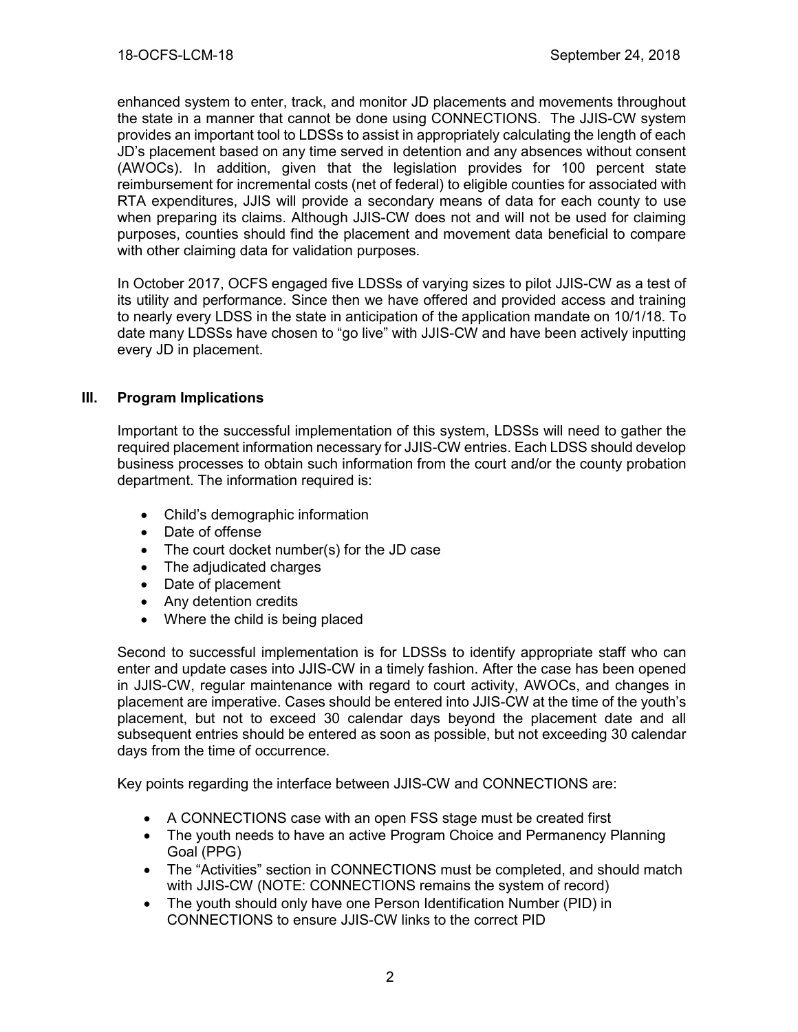enhanced system to enter, track, and monitor JD placements and movements throughout the state in a manner that cannot be done using CONNECTIONS. The JJIS-CW system provides an important tool to LDSSs to assist in appropriately calculating the length of each JD's placement based on any time served in detention and any absences without consent (AWOCs). In addition, given that the legislation provides for 100 percent state reimbursement for incremental costs (net of federal) to eligible counties for associated with RTA expenditures, JJIS will provide a secondary means of data for each county to use when preparing its claims. Although JJIS-CW does not and will not be used for claiming purposes, counties should find the placement and movement data beneficial to compare with other claiming data for validation purposes.

In October 2017, OCFS engaged five LDSSs of varying sizes to pilot JJIS-CW as a test of its utility and performance. Since then we have offered and provided access and training to nearly every LDSS in the state in anticipation of the application mandate on 10/1/18. To date many LDSSs have chosen to "go live" with JJIS-CW and have been actively inputting every JD in placement.

## III. Program Implications

Important to the successful implementation of this system, LDSSs will need to gather the required placement information necessary for JJIS-CW entries. Each LDSS should develop business processes to obtain such information from the court and/or the county probation department. The information required is:

- Child's demographic information
- Date of offense
- The court docket number(s) for the JD case
- The adjudicated charges
- Date of placement
- Any detention credits
- Where the child is being placed

Second to successful implementation is for LDSSs to identify appropriate staff who can enter and update cases into JJIS-CW in a timely fashion. After the case has been opened in JJIS-CW, regular maintenance with regard to court activity, AWOCs, and changes in placement are imperative. Cases should be entered into JJIS-CW at the time of the youth's placement, but not to exceed 30 calendar days beyond the placement date and all subsequent entries should be entered as soon as possible, but not exceeding 30 calendar days from the time of occurrence.

Key points regarding the interface between JJIS-CW and CONNECTIONS are:

- A CONNECTIONS case with an open FSS stage must be created first
- The youth needs to have an active Program Choice and Permanency Planning Goal (PPG)
- The "Activities" section in CONNECTIONS must be completed, and should match with JJIS-CW (NOTE: CONNECTIONS remains the system of record)
- The youth should only have one Person Identification Number (PID) in CONNECTIONS to ensure JJIS-CW links to the correct PID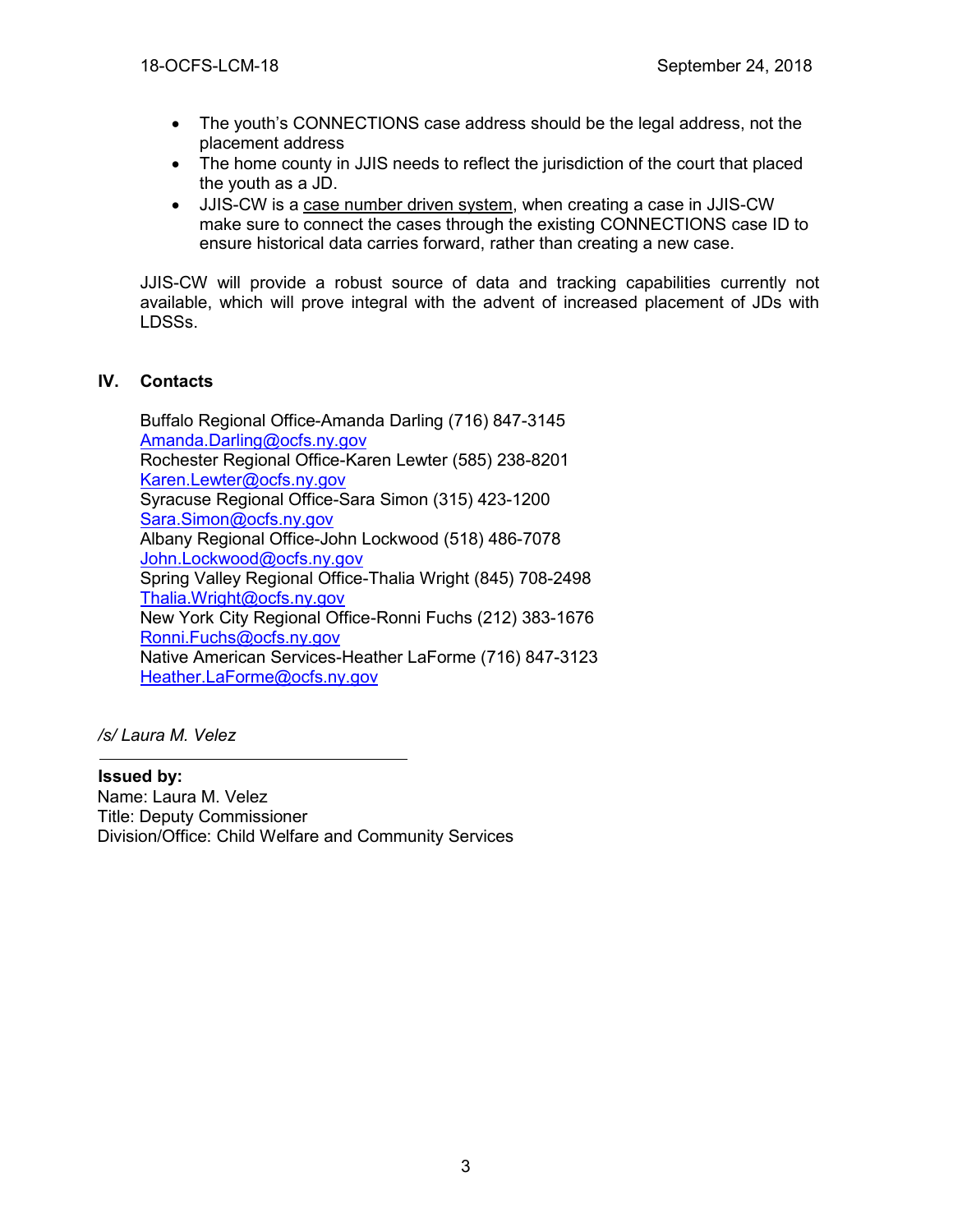- The youth's CONNECTIONS case address should be the legal address, not the placement address
- The home county in JJIS needs to reflect the jurisdiction of the court that placed the youth as a JD.
- JJIS-CW is a case number driven system, when creating a case in JJIS-CW make sure to connect the cases through the existing CONNECTIONS case ID to ensure historical data carries forward, rather than creating a new case.

JJIS-CW will provide a robust source of data and tracking capabilities currently not available, which will prove integral with the advent of increased placement of JDs with LDSSs.

## IV. Contacts

Buffalo Regional Office-Amanda Darling (716) 847-3145
Amanda.Darling@ocfs.ny.gov
Rochester Regional Office-Karen Lewter (585) 238-8201
Karen.Lewter@ocfs.ny.gov
Syracuse Regional Office-Sara Simon (315) 423-1200
Sara.Simon@ocfs.ny.gov
Albany Regional Office-John Lockwood (518) 486-7078
John.Lockwood@ocfs.ny.gov
Spring Valley Regional Office-Thalia Wright (845) 708-2498
Thalia.Wright@ocfs.ny.gov
New York City Regional Office-Ronni Fuchs (212) 383-1676
Ronni.Fuchs@ocfs.ny.gov
Native American Services-Heather LaForme (716) 847-3123
Heather.LaForme@ocfs.ny.gov

*/s/ Laura M. Velez*

**Issued by:**
Name: Laura M. Velez
Title: Deputy Commissioner
Division/Office: Child Welfare and Community Services